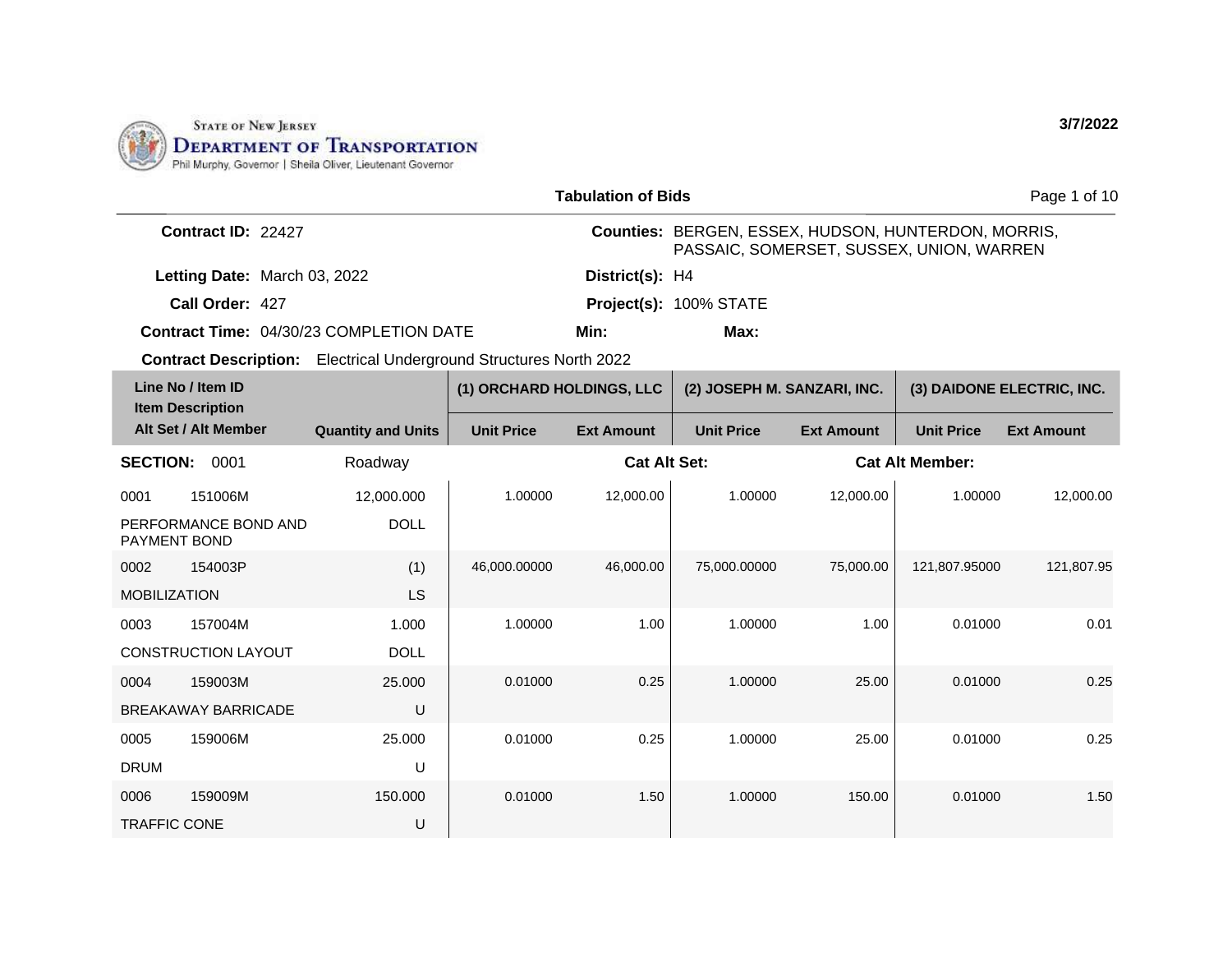STATE OF NEW JERSEY
DEPARTMENT OF TRANSPORTATION
Phil Murphy, Governor | Sheila Oliver, Lieutenant Governor

3/7/2022

## Tabulation of Bids

**Contract ID:** 22427

**Counties:** BERGEN, ESSEX, HUDSON, HUNTERDON, MORRIS, PASSAIC, SOMERSET, SUSSEX, UNION, WARREN

**Letting Date:** March 03, 2022

**District(s):** H4

**Call Order:** 427

**Project(s):** 100% STATE

**Contract Time:** 04/30/23 COMPLETION DATE

**Min:**

**Max:**

**Contract Description:** Electrical Underground Structures North 2022

| Line No / Item ID / Item Description / Alt Set / Alt Member | | Quantity and Units | (1) ORCHARD HOLDINGS, LLC | | (2) JOSEPH M. SANZARI, INC. | | (3) DAIDONE ELECTRIC, INC. | |
|---|---|---|---|---|---|---|---|---|
| | | | Unit Price | Ext Amount | Unit Price | Ext Amount | Unit Price | Ext Amount |
| **SECTION: 0001** | | Roadway | | | Cat Alt Set: | | Cat Alt Member: | |
| 0001 | 151006M | 12,000.000 | 1.00000 | 12,000.00 | 1.00000 | 12,000.00 | 1.00000 | 12,000.00 |
| PERFORMANCE BOND AND PAYMENT BOND | | DOLL | | | | | | |
| 0002 | 154003P | (1) | 46,000.00000 | 46,000.00 | 75,000.00000 | 75,000.00 | 121,807.95000 | 121,807.95 |
| MOBILIZATION | | LS | | | | | | |
| 0003 | 157004M | 1.000 | 1.00000 | 1.00 | 1.00000 | 1.00 | 0.01000 | 0.01 |
| CONSTRUCTION LAYOUT | | DOLL | | | | | | |
| 0004 | 159003M | 25.000 | 0.01000 | 0.25 | 1.00000 | 25.00 | 0.01000 | 0.25 |
| BREAKAWAY BARRICADE | | U | | | | | | |
| 0005 | 159006M | 25.000 | 0.01000 | 0.25 | 1.00000 | 25.00 | 0.01000 | 0.25 |
| DRUM | | U | | | | | | |
| 0006 | 159009M | 150.000 | 0.01000 | 1.50 | 1.00000 | 150.00 | 0.01000 | 1.50 |
| TRAFFIC CONE | | U | | | | | | |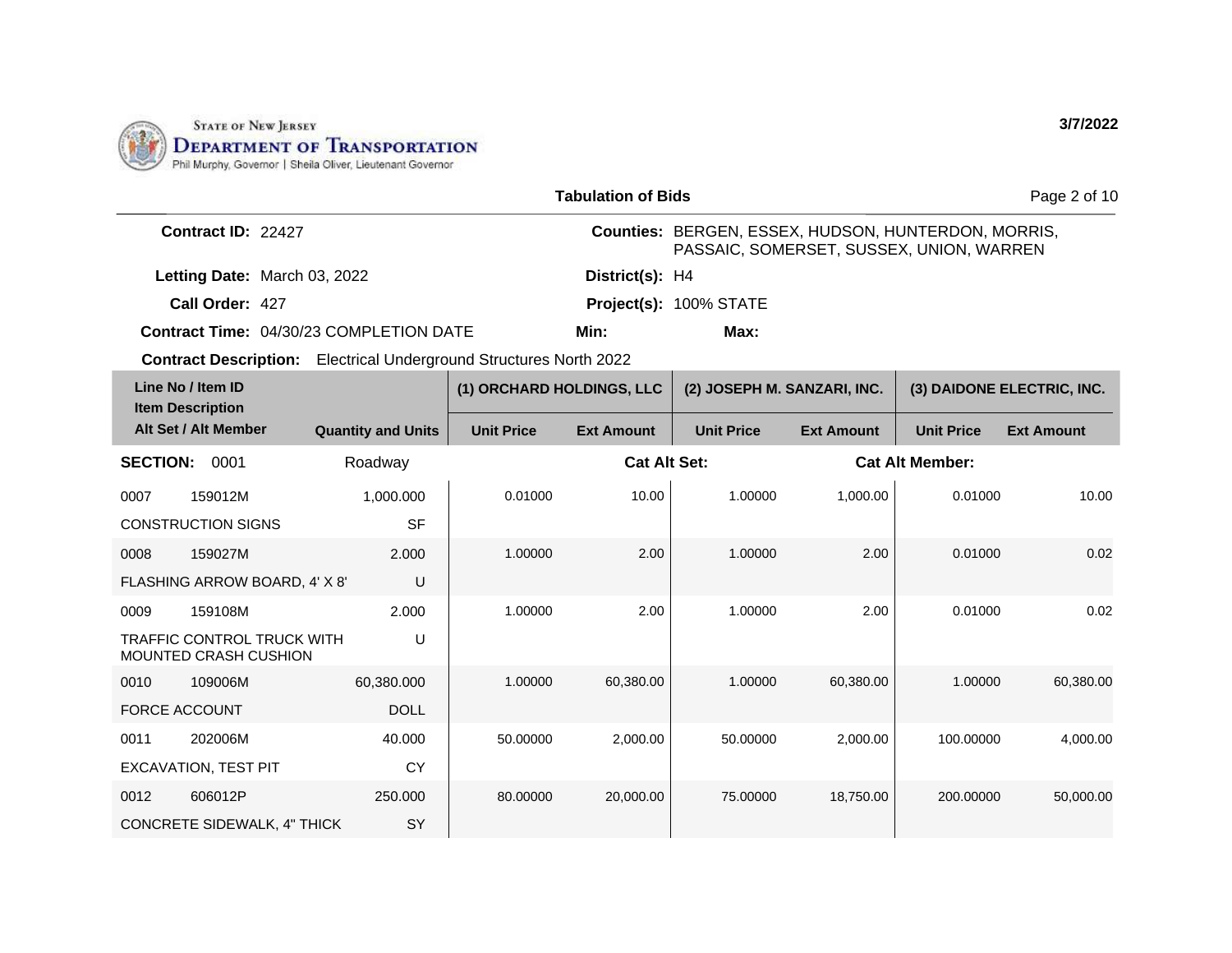STATE OF NEW JERSEY
DEPARTMENT OF TRANSPORTATION
Phil Murphy, Governor | Sheila Oliver, Lieutenant Governor

3/7/2022

**Tabulation of Bids**

**Contract ID:** 22427
**Counties:** BERGEN, ESSEX, HUDSON, HUNTERDON, MORRIS, PASSAIC, SOMERSET, SUSSEX, UNION, WARREN
**Letting Date:** March 03, 2022
**District(s):** H4
**Call Order:** 427
**Project(s):** 100% STATE
**Contract Time:** 04/30/23 COMPLETION DATE
**Min:**
**Max:**
**Contract Description:** Electrical Underground Structures North 2022

| Line No / Item ID / Item Description / Alt Set / Alt Member | | Quantity and Units | (1) ORCHARD HOLDINGS, LLC | | (2) JOSEPH M. SANZARI, INC. | | (3) DAIDONE ELECTRIC, INC. | |
|---|---|---|---|---|---|---|---|---|
| | | | Unit Price | Ext Amount | Unit Price | Ext Amount | Unit Price | Ext Amount |
| **SECTION:** 0001 | | Roadway | | **Cat Alt Set:** | | | **Cat Alt Member:** | |
| 0007 | 159012M | 1,000.000 | 0.01000 | 10.00 | 1.00000 | 1,000.00 | 0.01000 | 10.00 |
| CONSTRUCTION SIGNS | | SF | | | | | | |
| 0008 | 159027M | 2.000 | 1.00000 | 2.00 | 1.00000 | 2.00 | 0.01000 | 0.02 |
| FLASHING ARROW BOARD, 4' X 8' | | U | | | | | | |
| 0009 | 159108M | 2.000 | 1.00000 | 2.00 | 1.00000 | 2.00 | 0.01000 | 0.02 |
| TRAFFIC CONTROL TRUCK WITH MOUNTED CRASH CUSHION | | U | | | | | | |
| 0010 | 109006M | 60,380.000 | 1.00000 | 60,380.00 | 1.00000 | 60,380.00 | 1.00000 | 60,380.00 |
| FORCE ACCOUNT | | DOLL | | | | | | |
| 0011 | 202006M | 40.000 | 50.00000 | 2,000.00 | 50.00000 | 2,000.00 | 100.00000 | 4,000.00 |
| EXCAVATION, TEST PIT | | CY | | | | | | |
| 0012 | 606012P | 250.000 | 80.00000 | 20,000.00 | 75.00000 | 18,750.00 | 200.00000 | 50,000.00 |
| CONCRETE SIDEWALK, 4" THICK | | SY | | | | | | |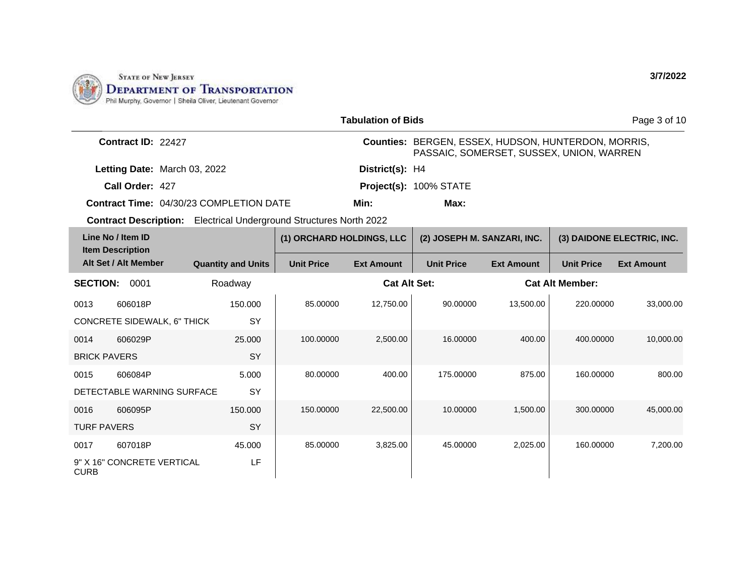STATE OF NEW JERSEY
**DEPARTMENT OF TRANSPORTATION**
Phil Murphy, Governor | Sheila Oliver, Lieutenant Governor

**3/7/2022**

## Tabulation of Bids

**Contract ID:** 22427

**Counties:** BERGEN, ESSEX, HUDSON, HUNTERDON, MORRIS, PASSAIC, SOMERSET, SUSSEX, UNION, WARREN

**Letting Date:** March 03, 2022

**District(s):** H4

**Call Order:** 427

**Project(s):** 100% STATE

**Contract Time:** 04/30/23 COMPLETION DATE

**Min:**

**Max:**

**Contract Description:** Electrical Underground Structures North 2022

| Line No / Item ID / Item Description / Alt Set / Alt Member | | Quantity and Units | (1) ORCHARD HOLDINGS, LLC | | (2) JOSEPH M. SANZARI, INC. | | (3) DAIDONE ELECTRIC, INC. | |
|---|---|---|---|---|---|---|---|---|
| | | | Unit Price | Ext Amount | Unit Price | Ext Amount | Unit Price | Ext Amount |
| **SECTION:** 0001 | | Roadway | | | **Cat Alt Set:** | | **Cat Alt Member:** | |
| 0013 | 606018P | 150.000 | 85.00000 | 12,750.00 | 90.00000 | 13,500.00 | 220.00000 | 33,000.00 |
| CONCRETE SIDEWALK, 6" THICK | | SY | | | | | | |
| 0014 | 606029P | 25.000 | 100.00000 | 2,500.00 | 16.00000 | 400.00 | 400.00000 | 10,000.00 |
| BRICK PAVERS | | SY | | | | | | |
| 0015 | 606084P | 5.000 | 80.00000 | 400.00 | 175.00000 | 875.00 | 160.00000 | 800.00 |
| DETECTABLE WARNING SURFACE | | SY | | | | | | |
| 0016 | 606095P | 150.000 | 150.00000 | 22,500.00 | 10.00000 | 1,500.00 | 300.00000 | 45,000.00 |
| TURF PAVERS | | SY | | | | | | |
| 0017 | 607018P | 45.000 | 85.00000 | 3,825.00 | 45.00000 | 2,025.00 | 160.00000 | 7,200.00 |
| 9" X 16" CONCRETE VERTICAL CURB | | LF | | | | | | |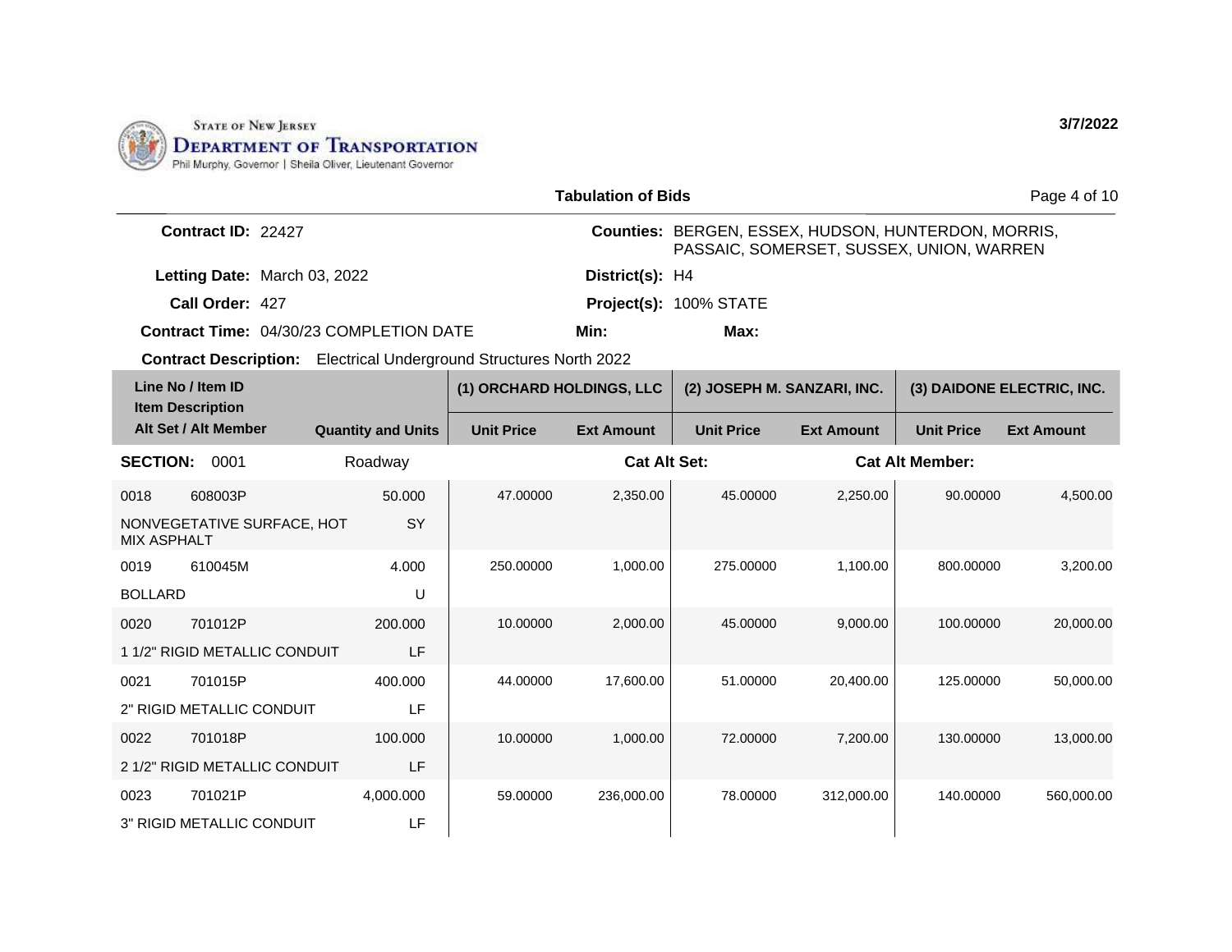STATE OF NEW JERSEY
DEPARTMENT OF TRANSPORTATION
Phil Murphy, Governor | Sheila Oliver, Lieutenant Governor

3/7/2022

**Tabulation of Bids**

**Contract ID:** 22427

**Counties:** BERGEN, ESSEX, HUDSON, HUNTERDON, MORRIS, PASSAIC, SOMERSET, SUSSEX, UNION, WARREN

**Letting Date:** March 03, 2022

**District(s):** H4

**Call Order:** 427

**Project(s):** 100% STATE

**Contract Time:** 04/30/23 COMPLETION DATE

**Min:**

**Max:**

**Contract Description:** Electrical Underground Structures North 2022

| Line No / Item ID / Item Description / Alt Set / Alt Member | | Quantity and Units | (1) ORCHARD HOLDINGS, LLC | | (2) JOSEPH M. SANZARI, INC. | | (3) DAIDONE ELECTRIC, INC. | |
|---|---|---|---|---|---|---|---|---|
| | | | Unit Price | Ext Amount | Unit Price | Ext Amount | Unit Price | Ext Amount |
| **SECTION:** 0001 | | Roadway | | **Cat Alt Set:** | | **Cat Alt Member:** | | |
| 0018 | 608003P | 50.000 | 47.00000 | 2,350.00 | 45.00000 | 2,250.00 | 90.00000 | 4,500.00 |
| NONVEGETATIVE SURFACE, HOT MIX ASPHALT | | SY | | | | | | |
| 0019 | 610045M | 4.000 | 250.00000 | 1,000.00 | 275.00000 | 1,100.00 | 800.00000 | 3,200.00 |
| BOLLARD | | U | | | | | | |
| 0020 | 701012P | 200.000 | 10.00000 | 2,000.00 | 45.00000 | 9,000.00 | 100.00000 | 20,000.00 |
| 1 1/2" RIGID METALLIC CONDUIT | | LF | | | | | | |
| 0021 | 701015P | 400.000 | 44.00000 | 17,600.00 | 51.00000 | 20,400.00 | 125.00000 | 50,000.00 |
| 2" RIGID METALLIC CONDUIT | | LF | | | | | | |
| 0022 | 701018P | 100.000 | 10.00000 | 1,000.00 | 72.00000 | 7,200.00 | 130.00000 | 13,000.00 |
| 2 1/2" RIGID METALLIC CONDUIT | | LF | | | | | | |
| 0023 | 701021P | 4,000.000 | 59.00000 | 236,000.00 | 78.00000 | 312,000.00 | 140.00000 | 560,000.00 |
| 3" RIGID METALLIC CONDUIT | | LF | | | | | | |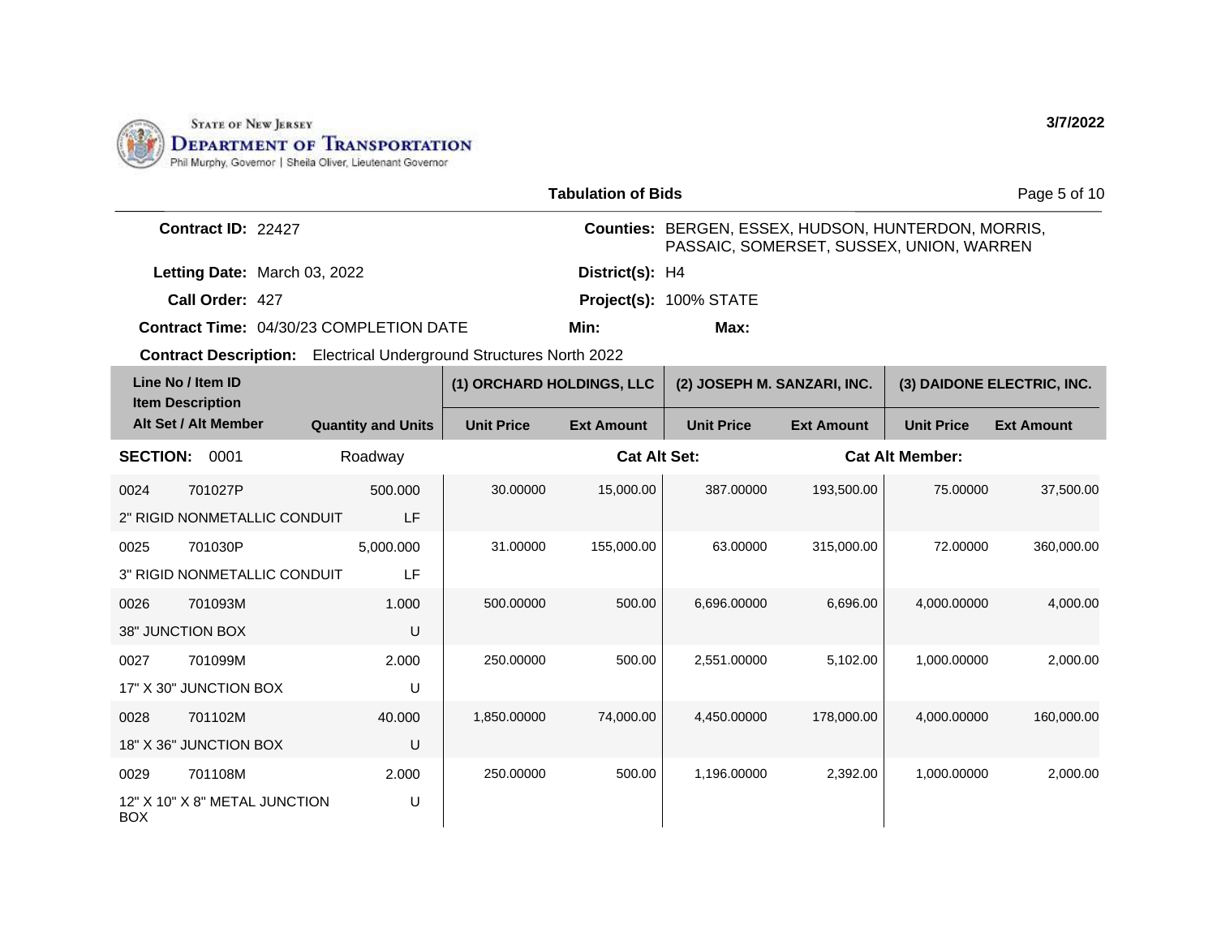STATE OF NEW JERSEY
DEPARTMENT OF TRANSPORTATION
Phil Murphy, Governor | Sheila Oliver, Lieutenant Governor

3/7/2022

## Tabulation of Bids

**Contract ID:** 22427

**Letting Date:** March 03, 2022

**Call Order:** 427

**Contract Time:** 04/30/23 COMPLETION DATE

**Contract Description:** Electrical Underground Structures North 2022

**Counties:** BERGEN, ESSEX, HUDSON, HUNTERDON, MORRIS, PASSAIC, SOMERSET, SUSSEX, UNION, WARREN

**District(s):** H4

**Project(s):** 100% STATE

**Min:**

**Max:**

| Line No / Item ID / Item Description / Alt Set / Alt Member | Quantity and Units | (1) ORCHARD HOLDINGS, LLC Unit Price | (1) ORCHARD HOLDINGS, LLC Ext Amount | (2) JOSEPH M. SANZARI, INC. Unit Price | (2) JOSEPH M. SANZARI, INC. Ext Amount | (3) DAIDONE ELECTRIC, INC. Unit Price | (3) DAIDONE ELECTRIC, INC. Ext Amount |
|---|---|---|---|---|---|---|---|
| **SECTION:** 0001 | Roadway | | **Cat Alt Set:** | | **Cat Alt Member:** | | |
| 0024 701027P 2" RIGID NONMETALLIC CONDUIT | 500.000 LF | 30.00000 | 15,000.00 | 387.00000 | 193,500.00 | 75.00000 | 37,500.00 |
| 0025 701030P 3" RIGID NONMETALLIC CONDUIT | 5,000.000 LF | 31.00000 | 155,000.00 | 63.00000 | 315,000.00 | 72.00000 | 360,000.00 |
| 0026 701093M 38" JUNCTION BOX | 1.000 U | 500.00000 | 500.00 | 6,696.00000 | 6,696.00 | 4,000.00000 | 4,000.00 |
| 0027 701099M 17" X 30" JUNCTION BOX | 2.000 U | 250.00000 | 500.00 | 2,551.00000 | 5,102.00 | 1,000.00000 | 2,000.00 |
| 0028 701102M 18" X 36" JUNCTION BOX | 40.000 U | 1,850.00000 | 74,000.00 | 4,450.00000 | 178,000.00 | 4,000.00000 | 160,000.00 |
| 0029 701108M 12" X 10" X 8" METAL JUNCTION BOX | 2.000 U | 250.00000 | 500.00 | 1,196.00000 | 2,392.00 | 1,000.00000 | 2,000.00 |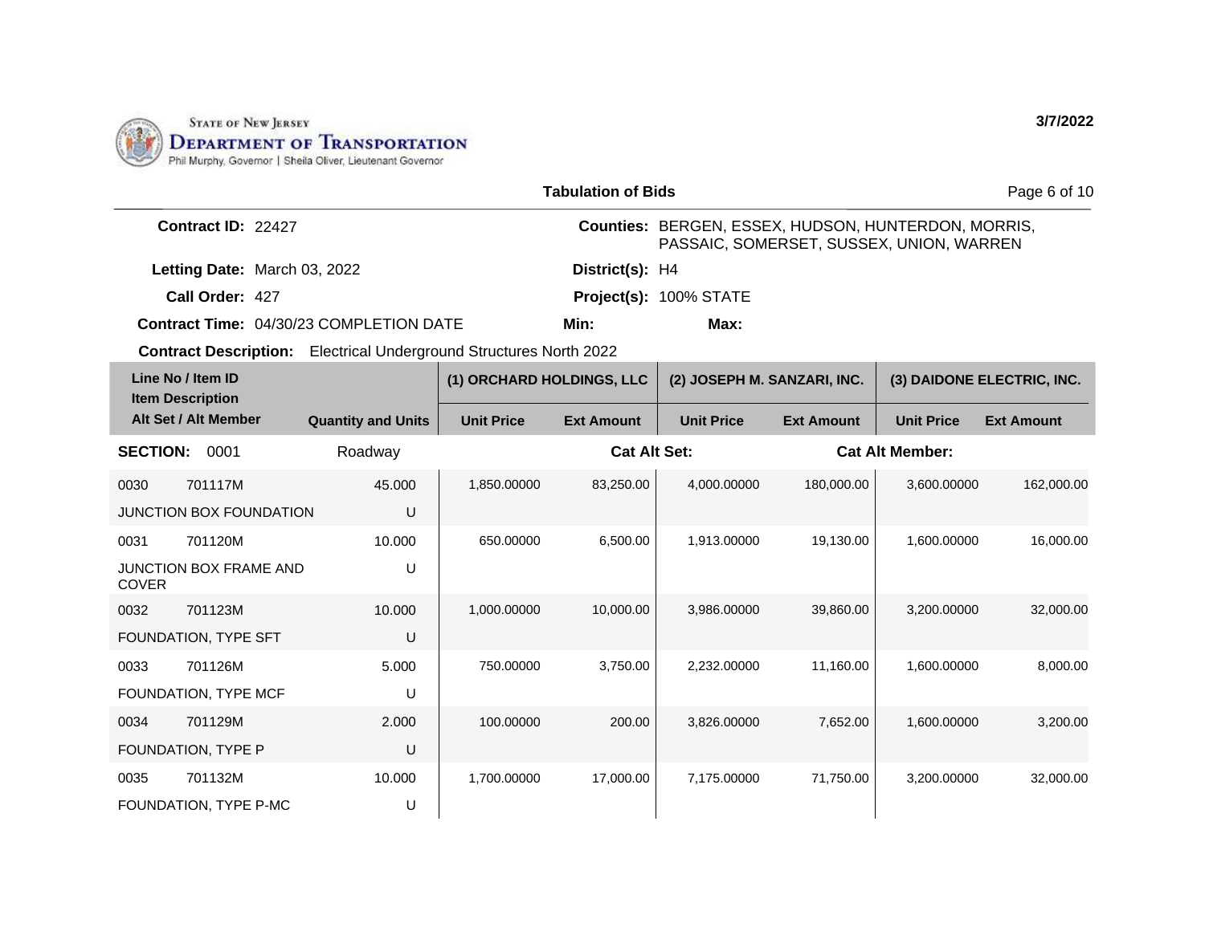STATE OF NEW JERSEY
DEPARTMENT OF TRANSPORTATION
Phil Murphy, Governor | Sheila Oliver, Lieutenant Governor

3/7/2022

**Tabulation of Bids**

**Contract ID:** 22427
**Counties:** BERGEN, ESSEX, HUDSON, HUNTERDON, MORRIS, PASSAIC, SOMERSET, SUSSEX, UNION, WARREN

**Letting Date:** March 03, 2022
**District(s):** H4

**Call Order:** 427
**Project(s):** 100% STATE

**Contract Time:** 04/30/23 COMPLETION DATE
**Min:**
**Max:**

**Contract Description:** Electrical Underground Structures North 2022

| Line No / Item ID / Item Description / Alt Set / Alt Member | | Quantity and Units | (1) ORCHARD HOLDINGS, LLC | | (2) JOSEPH M. SANZARI, INC. | | (3) DAIDONE ELECTRIC, INC. | |
|---|---|---|---|---|---|---|---|---|
| | | | Unit Price | Ext Amount | Unit Price | Ext Amount | Unit Price | Ext Amount |
| **SECTION:** 0001 | | Roadway | | **Cat Alt Set:** | | **Cat Alt Member:** | | |
| 0030 | 701117M | 45.000 | 1,850.00000 | 83,250.00 | 4,000.00000 | 180,000.00 | 3,600.00000 | 162,000.00 |
| JUNCTION BOX FOUNDATION | | U | | | | | | |
| 0031 | 701120M | 10.000 | 650.00000 | 6,500.00 | 1,913.00000 | 19,130.00 | 1,600.00000 | 16,000.00 |
| JUNCTION BOX FRAME AND COVER | | U | | | | | | |
| 0032 | 701123M | 10.000 | 1,000.00000 | 10,000.00 | 3,986.00000 | 39,860.00 | 3,200.00000 | 32,000.00 |
| FOUNDATION, TYPE SFT | | U | | | | | | |
| 0033 | 701126M | 5.000 | 750.00000 | 3,750.00 | 2,232.00000 | 11,160.00 | 1,600.00000 | 8,000.00 |
| FOUNDATION, TYPE MCF | | U | | | | | | |
| 0034 | 701129M | 2.000 | 100.00000 | 200.00 | 3,826.00000 | 7,652.00 | 1,600.00000 | 3,200.00 |
| FOUNDATION, TYPE P | | U | | | | | | |
| 0035 | 701132M | 10.000 | 1,700.00000 | 17,000.00 | 7,175.00000 | 71,750.00 | 3,200.00000 | 32,000.00 |
| FOUNDATION, TYPE P-MC | | U | | | | | | |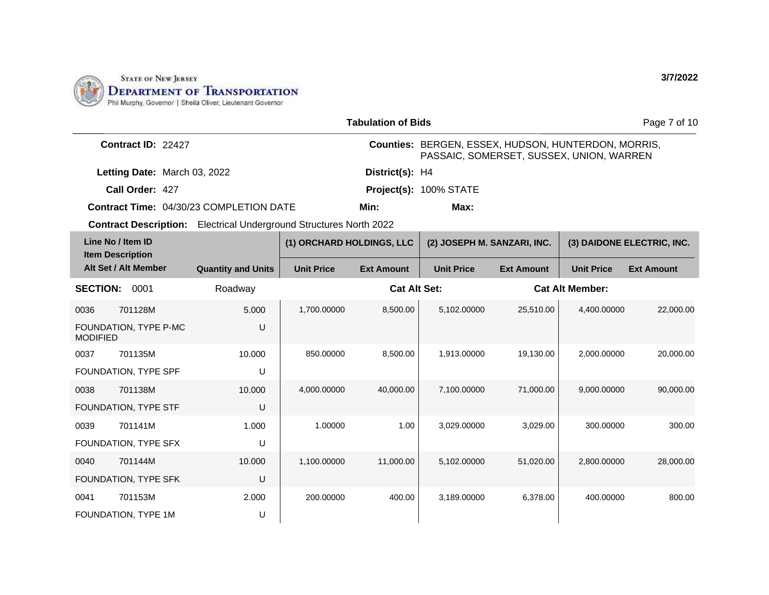State of New Jersey
**Department of Transportation**
Phil Murphy, Governor | Sheila Oliver, Lieutenant Governor

**3/7/2022**

**Tabulation of Bids**

**Contract ID:** 22427

**Counties:** BERGEN, ESSEX, HUDSON, HUNTERDON, MORRIS, PASSAIC, SOMERSET, SUSSEX, UNION, WARREN

**Letting Date:** March 03, 2022

**District(s):** H4

**Call Order:** 427

**Project(s):** 100% STATE

**Contract Time:** 04/30/23 COMPLETION DATE

**Min:**

**Max:**

**Contract Description:** Electrical Underground Structures North 2022

| Line No / Item ID / Item Description / Alt Set / Alt Member | | Quantity and Units | (1) ORCHARD HOLDINGS, LLC | | (2) JOSEPH M. SANZARI, INC. | | (3) DAIDONE ELECTRIC, INC. | |
|---|---|---|---|---|---|---|---|---|
| | | | Unit Price | Ext Amount | Unit Price | Ext Amount | Unit Price | Ext Amount |
| **SECTION:** 0001 | | Roadway | | **Cat Alt Set:** | | **Cat Alt Member:** | | |
| 0036 | 701128M | 5.000 | 1,700.00000 | 8,500.00 | 5,102.00000 | 25,510.00 | 4,400.00000 | 22,000.00 |
| FOUNDATION, TYPE P-MC MODIFIED | | U | | | | | | |
| 0037 | 701135M | 10.000 | 850.00000 | 8,500.00 | 1,913.00000 | 19,130.00 | 2,000.00000 | 20,000.00 |
| FOUNDATION, TYPE SPF | | U | | | | | | |
| 0038 | 701138M | 10.000 | 4,000.00000 | 40,000.00 | 7,100.00000 | 71,000.00 | 9,000.00000 | 90,000.00 |
| FOUNDATION, TYPE STF | | U | | | | | | |
| 0039 | 701141M | 1.000 | 1.00000 | 1.00 | 3,029.00000 | 3,029.00 | 300.00000 | 300.00 |
| FOUNDATION, TYPE SFX | | U | | | | | | |
| 0040 | 701144M | 10.000 | 1,100.00000 | 11,000.00 | 5,102.00000 | 51,020.00 | 2,800.00000 | 28,000.00 |
| FOUNDATION, TYPE SFK | | U | | | | | | |
| 0041 | 701153M | 2.000 | 200.00000 | 400.00 | 3,189.00000 | 6,378.00 | 400.00000 | 800.00 |
| FOUNDATION, TYPE 1M | | U | | | | | | |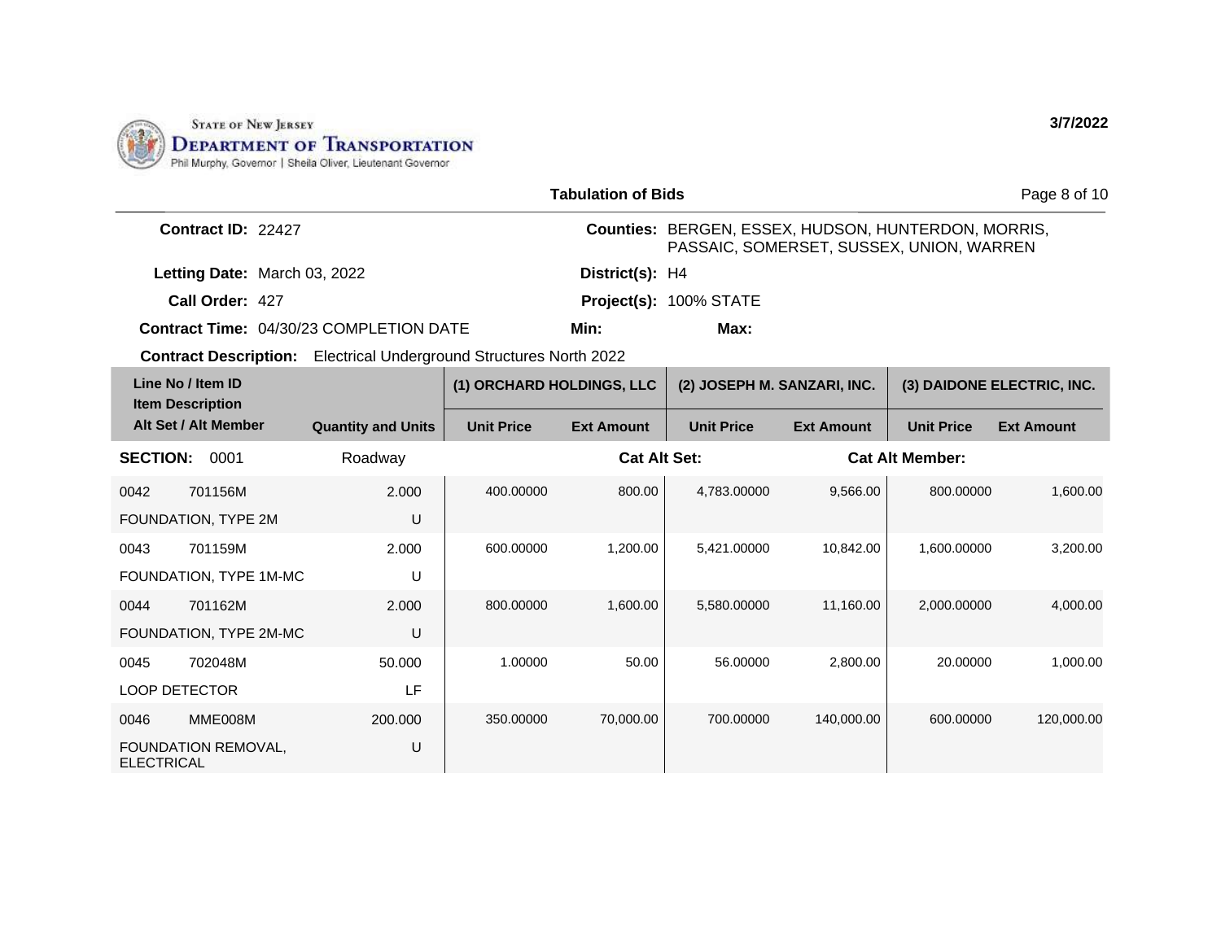STATE OF NEW JERSEY
DEPARTMENT OF TRANSPORTATION
Phil Murphy, Governor | Sheila Oliver, Lieutenant Governor

3/7/2022

**Tabulation of Bids**

**Contract ID:** 22427

**Letting Date:** March 03, 2022

**Call Order:** 427

**Contract Time:** 04/30/23 COMPLETION DATE

**Contract Description:** Electrical Underground Structures North 2022

**Counties:** BERGEN, ESSEX, HUDSON, HUNTERDON, MORRIS, PASSAIC, SOMERSET, SUSSEX, UNION, WARREN

**District(s):** H4

**Project(s):** 100% STATE

**Min:**

**Max:**

| Line No / Item ID / Item Description / Alt Set / Alt Member | | Quantity and Units | (1) ORCHARD HOLDINGS, LLC | | (2) JOSEPH M. SANZARI, INC. | | (3) DAIDONE ELECTRIC, INC. | |
|---|---|---|---|---|---|---|---|---|
| | | | Unit Price | Ext Amount | Unit Price | Ext Amount | Unit Price | Ext Amount |
| **SECTION:** 0001 | | Roadway | | **Cat Alt Set:** | | **Cat Alt Member:** | | |
| 0042 | 701156M | 2.000 | 400.00000 | 800.00 | 4,783.00000 | 9,566.00 | 800.00000 | 1,600.00 |
| FOUNDATION, TYPE 2M | | U | | | | | | |
| 0043 | 701159M | 2.000 | 600.00000 | 1,200.00 | 5,421.00000 | 10,842.00 | 1,600.00000 | 3,200.00 |
| FOUNDATION, TYPE 1M-MC | | U | | | | | | |
| 0044 | 701162M | 2.000 | 800.00000 | 1,600.00 | 5,580.00000 | 11,160.00 | 2,000.00000 | 4,000.00 |
| FOUNDATION, TYPE 2M-MC | | U | | | | | | |
| 0045 | 702048M | 50.000 | 1.00000 | 50.00 | 56.00000 | 2,800.00 | 20.00000 | 1,000.00 |
| LOOP DETECTOR | | LF | | | | | | |
| 0046 | MME008M | 200.000 | 350.00000 | 70,000.00 | 700.00000 | 140,000.00 | 600.00000 | 120,000.00 |
| FOUNDATION REMOVAL, ELECTRICAL | | U | | | | | | |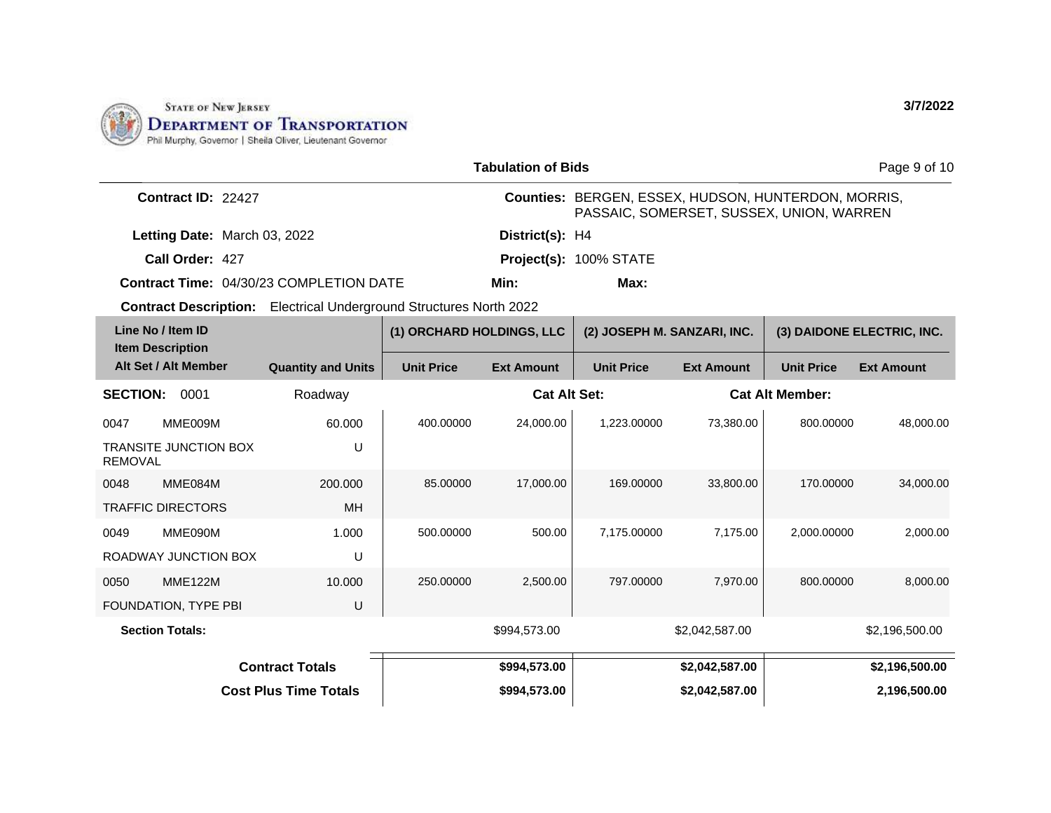STATE OF NEW JERSEY
DEPARTMENT OF TRANSPORTATION
Phil Murphy, Governor | Sheila Oliver, Lieutenant Governor

3/7/2022

## Tabulation of Bids

**Contract ID:** 22427

**Letting Date:** March 03, 2022

**Call Order:** 427

**Contract Time:** 04/30/23 COMPLETION DATE

**Counties:** BERGEN, ESSEX, HUDSON, HUNTERDON, MORRIS, PASSAIC, SOMERSET, SUSSEX, UNION, WARREN

**District(s):** H4

**Project(s):** 100% STATE

**Min:**

**Max:**

**Contract Description:** Electrical Underground Structures North 2022

| Line No / Item ID / Item Description / Alt Set / Alt Member | Quantity and Units | (1) ORCHARD HOLDINGS, LLC | | (2) JOSEPH M. SANZARI, INC. | | (3) DAIDONE ELECTRIC, INC. | |
|---|---|---|---|---|---|---|---|
| | | Unit Price | Ext Amount | Unit Price | Ext Amount | Unit Price | Ext Amount |
| **SECTION:** 0001 | Roadway | | **Cat Alt Set:** | | **Cat Alt Member:** | | |
| 0047 MME009M TRANSITE JUNCTION BOX REMOVAL | 60.000 U | 400.00000 | 24,000.00 | 1,223.00000 | 73,380.00 | 800.00000 | 48,000.00 |
| 0048 MME084M TRAFFIC DIRECTORS | 200.000 MH | 85.00000 | 17,000.00 | 169.00000 | 33,800.00 | 170.00000 | 34,000.00 |
| 0049 MME090M ROADWAY JUNCTION BOX | 1.000 U | 500.00000 | 500.00 | 7,175.00000 | 7,175.00 | 2,000.00000 | 2,000.00 |
| 0050 MME122M FOUNDATION, TYPE PBI | 10.000 U | 250.00000 | 2,500.00 | 797.00000 | 7,970.00 | 800.00000 | 8,000.00 |
| **Section Totals:** | | | $994,573.00 | | $2,042,587.00 | | $2,196,500.00 |
| **Contract Totals** | | | **$994,573.00** | | **$2,042,587.00** | | **$2,196,500.00** |
| **Cost Plus Time Totals** | | | **$994,573.00** | | **$2,042,587.00** | | **2,196,500.00** |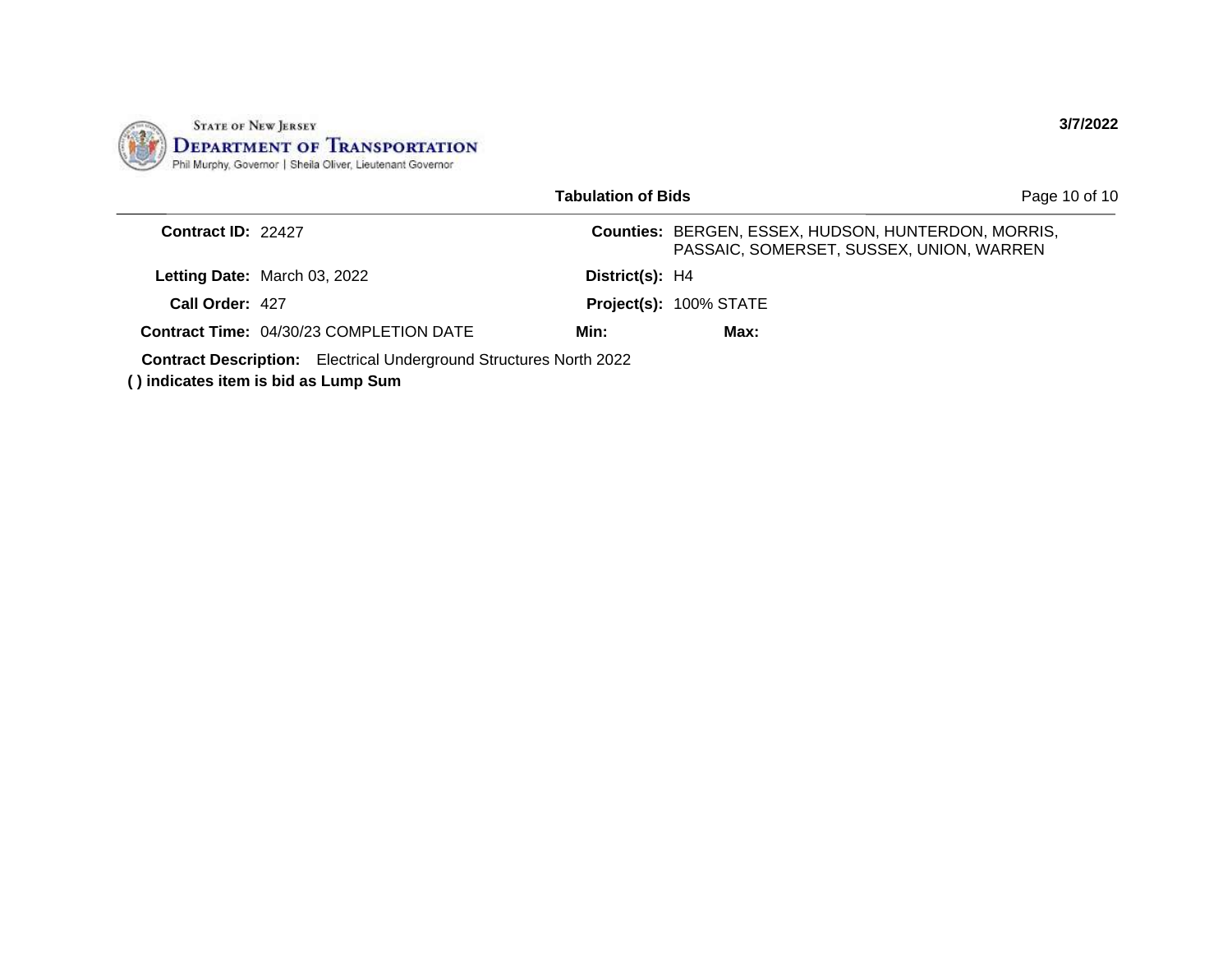STATE OF NEW JERSEY
**DEPARTMENT OF TRANSPORTATION**
Phil Murphy, Governor | Sheila Oliver, Lieutenant Governor

**3/7/2022**

**Tabulation of Bids**

**Contract ID:** 22427

**Counties:** BERGEN, ESSEX, HUDSON, HUNTERDON, MORRIS, PASSAIC, SOMERSET, SUSSEX, UNION, WARREN

**Letting Date:** March 03, 2022

**District(s):** H4

**Call Order:** 427

**Project(s):** 100% STATE

**Contract Time:** 04/30/23 COMPLETION DATE

**Min:**

**Max:**

**Contract Description:** Electrical Underground Structures North 2022

**( ) indicates item is bid as Lump Sum**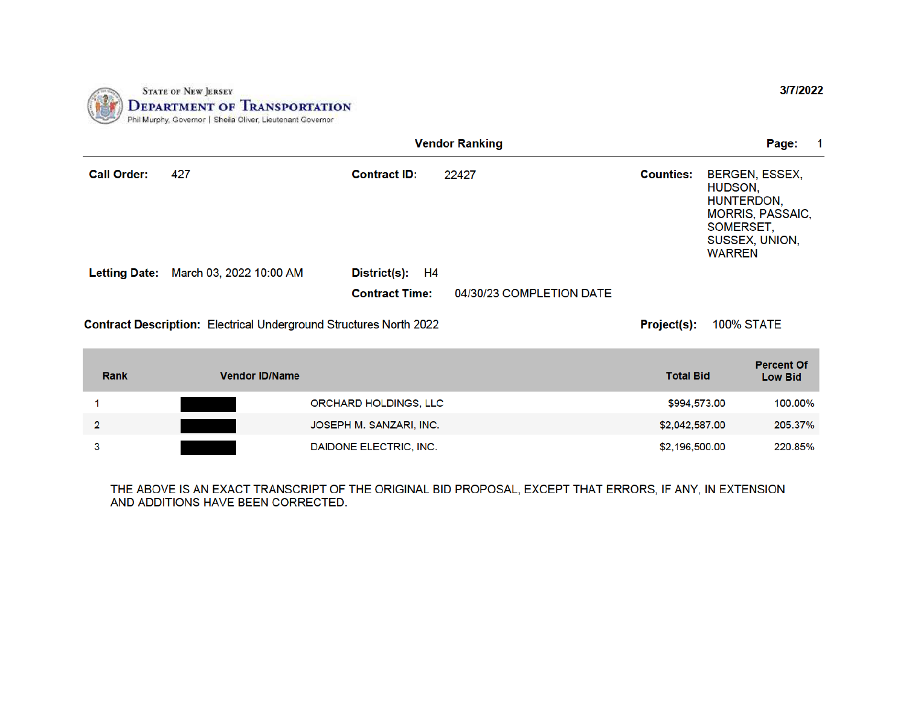State of New Jersey
Department of Transportation
Phil Murphy, Governor | Sheila Oliver, Lieutenant Governor

3/7/2022

## Vendor Ranking

**Call Order:** 427

**Contract ID:** 22427

**Counties:** BERGEN, ESSEX, HUDSON, HUNTERDON, MORRIS, PASSAIC, SOMERSET, SUSSEX, UNION, WARREN

**Letting Date:** March 03, 2022 10:00 AM

**District(s):** H4

**Contract Time:** 04/30/23 COMPLETION DATE

**Contract Description:** Electrical Underground Structures North 2022

**Project(s):** 100% STATE

| Rank | Vendor ID/Name | | Total Bid | Percent Of Low Bid |
|---|---|---|---|---|
| 1 | | ORCHARD HOLDINGS, LLC | $994,573.00 | 100.00% |
| 2 | | JOSEPH M. SANZARI, INC. | $2,042,587.00 | 205.37% |
| 3 | | DAIDONE ELECTRIC, INC. | $2,196,500.00 | 220.85% |

THE ABOVE IS AN EXACT TRANSCRIPT OF THE ORIGINAL BID PROPOSAL, EXCEPT THAT ERRORS, IF ANY, IN EXTENSION AND ADDITIONS HAVE BEEN CORRECTED.